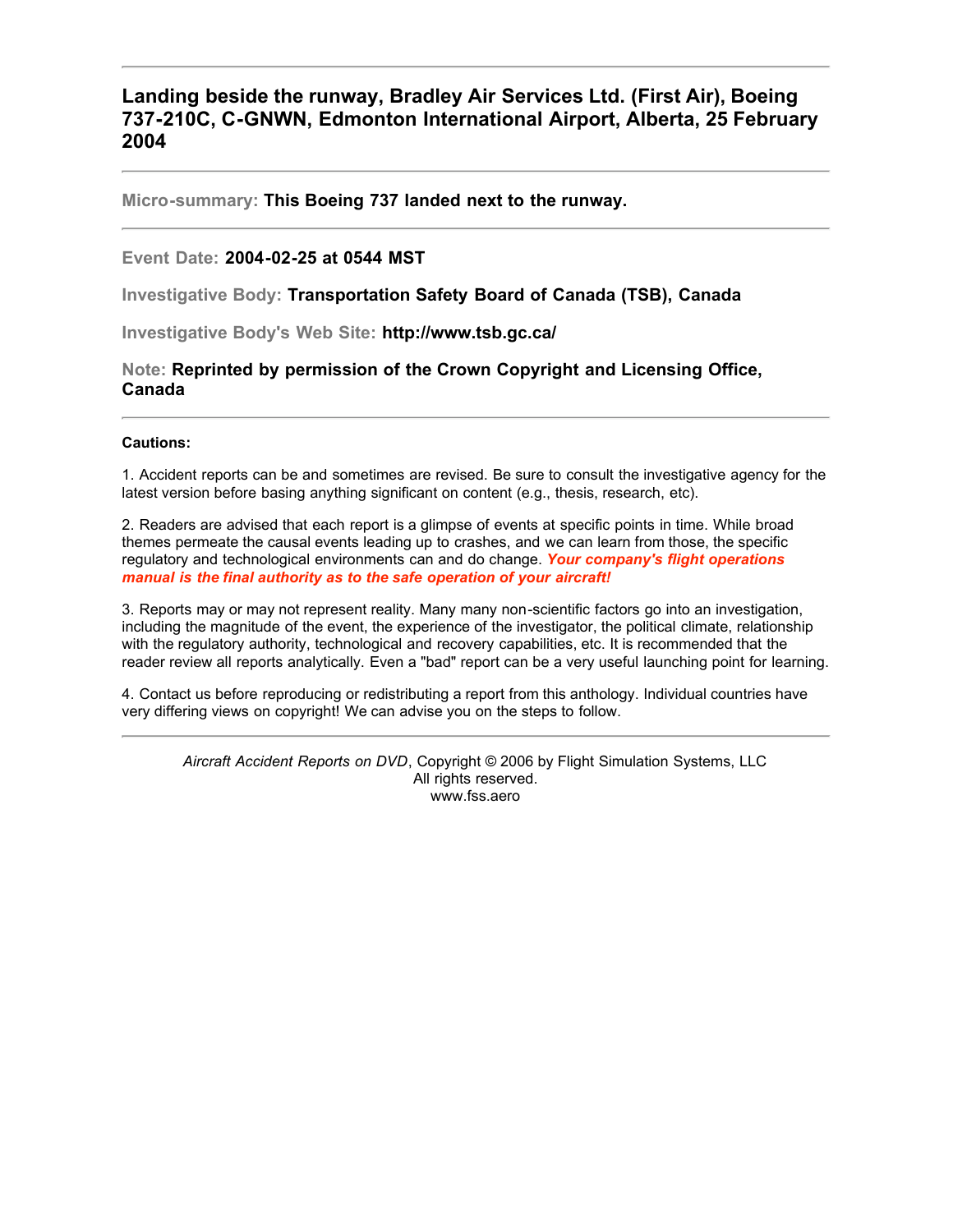# Landing beside the runway, Bradley Air Services Ltd. (First Air), Boeing 737-210C, C-GNWN, Edmonton International Airport, Alberta, 25 February 2004

---

**Micro-summary: This Boeing 737 landed next to the runway.**

---

**Event Date: 2004-02-25 at 0544 MST**

**Investigative Body: Transportation Safety Board of Canada (TSB), Canada**

**Investigative Body's Web Site: http://www.tsb.gc.ca/**

**Note: Reprinted by permission of the Crown Copyright and Licensing Office, Canada**

---

**Cautions:**

1. Accident reports can be and sometimes are revised. Be sure to consult the investigative agency for the latest version before basing anything significant on content (e.g., thesis, research, etc).

2. Readers are advised that each report is a glimpse of events at specific points in time. While broad themes permeate the causal events leading up to crashes, and we can learn from those, the specific regulatory and technological environments can and do change. ***Your company's flight operations manual is the final authority as to the safe operation of your aircraft!***

3. Reports may or may not represent reality. Many many non-scientific factors go into an investigation, including the magnitude of the event, the experience of the investigator, the political climate, relationship with the regulatory authority, technological and recovery capabilities, etc. It is recommended that the reader review all reports analytically. Even a "bad" report can be a very useful launching point for learning.

4. Contact us before reproducing or redistributing a report from this anthology. Individual countries have very differing views on copyright! We can advise you on the steps to follow.

---

*Aircraft Accident Reports on DVD*, Copyright © 2006 by Flight Simulation Systems, LLC
All rights reserved.
www.fss.aero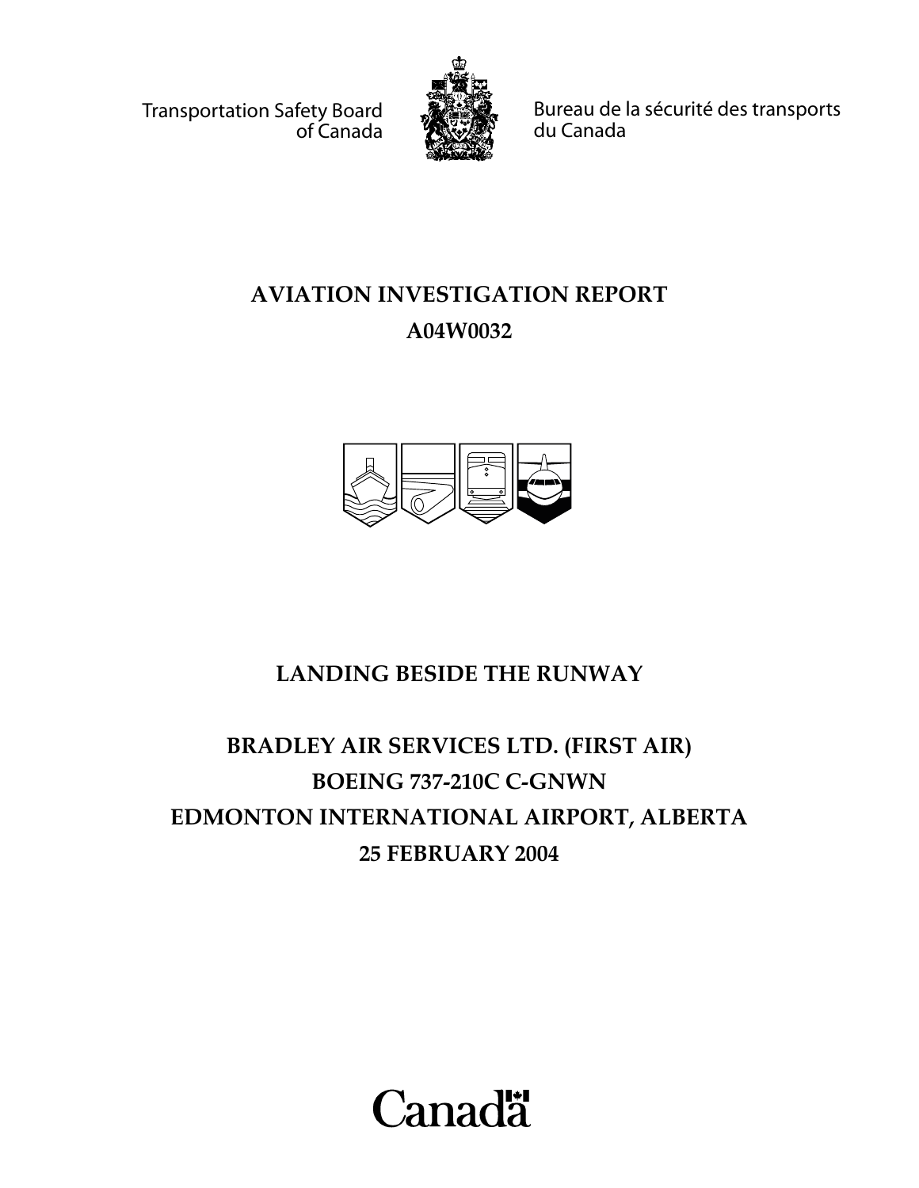Transportation Safety Board of Canada

Bureau de la sécurité des transports du Canada

# AVIATION INVESTIGATION REPORT

# A04W0032

## LANDING BESIDE THE RUNWAY

## BRADLEY AIR SERVICES LTD. (FIRST AIR)

## BOEING 737-210C C-GNWN

## EDMONTON INTERNATIONAL AIRPORT, ALBERTA

## 25 FEBRUARY 2004

Canada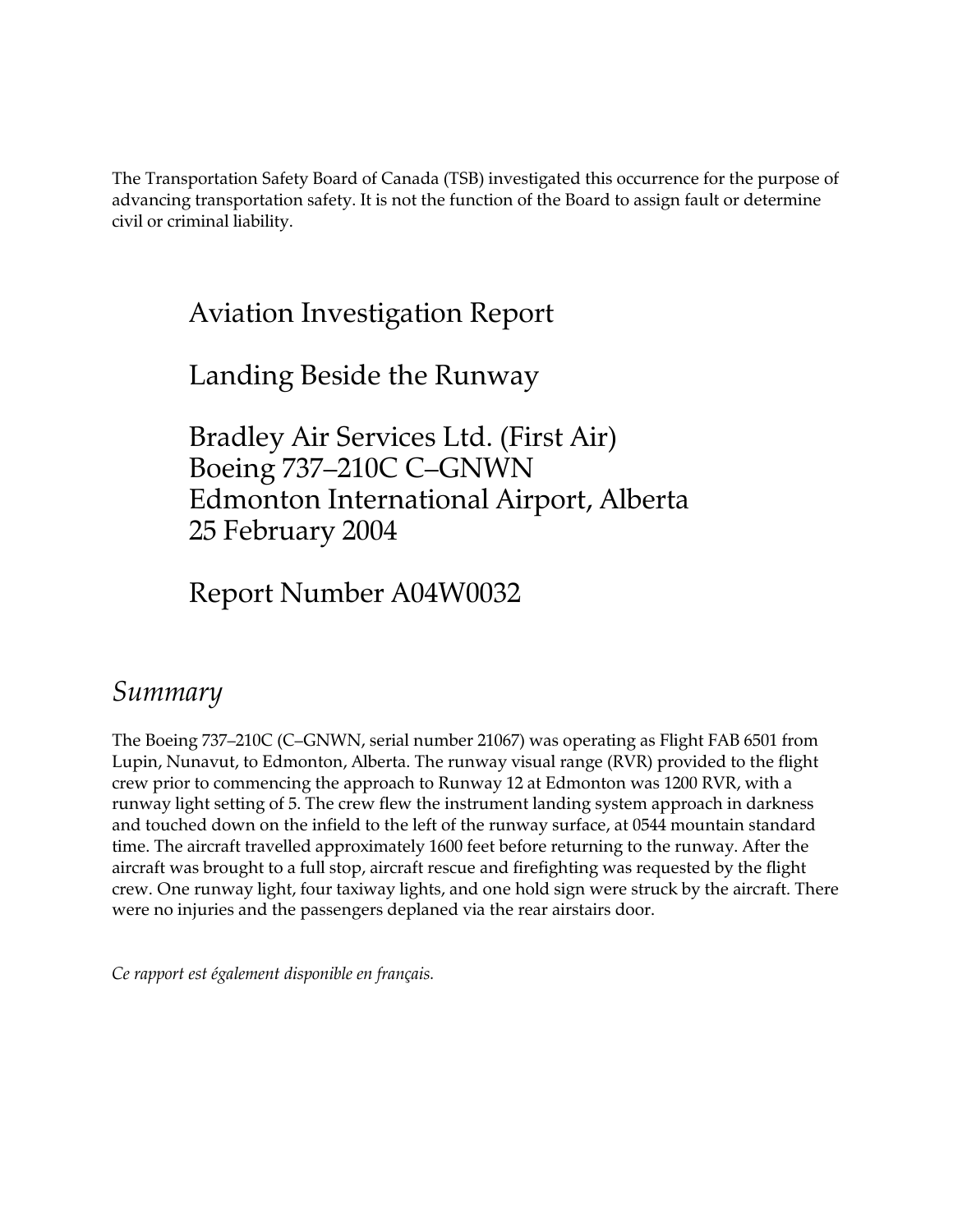The Transportation Safety Board of Canada (TSB) investigated this occurrence for the purpose of advancing transportation safety. It is not the function of the Board to assign fault or determine civil or criminal liability.

# Aviation Investigation Report

# Landing Beside the Runway

# Bradley Air Services Ltd. (First Air)
# Boeing 737–210C C–GNWN
# Edmonton International Airport, Alberta
# 25 February 2004

# Report Number A04W0032

## *Summary*

The Boeing 737–210C (C–GNWN, serial number 21067) was operating as Flight FAB 6501 from Lupin, Nunavut, to Edmonton, Alberta. The runway visual range (RVR) provided to the flight crew prior to commencing the approach to Runway 12 at Edmonton was 1200 RVR, with a runway light setting of 5. The crew flew the instrument landing system approach in darkness and touched down on the infield to the left of the runway surface, at 0544 mountain standard time. The aircraft travelled approximately 1600 feet before returning to the runway. After the aircraft was brought to a full stop, aircraft rescue and firefighting was requested by the flight crew. One runway light, four taxiway lights, and one hold sign were struck by the aircraft. There were no injuries and the passengers deplaned via the rear airstairs door.

*Ce rapport est également disponible en français.*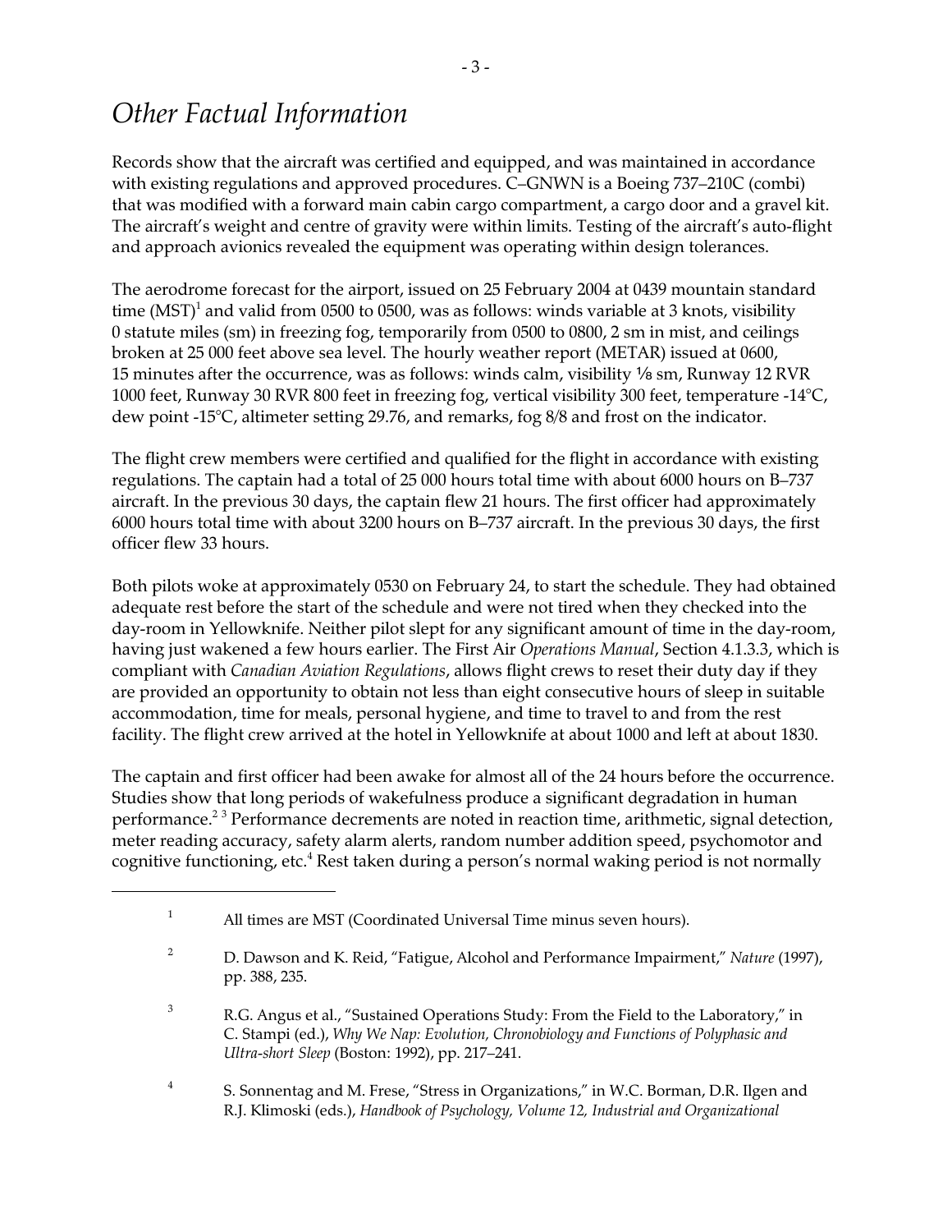# *Other Factual Information*

Records show that the aircraft was certified and equipped, and was maintained in accordance with existing regulations and approved procedures. C–GNWN is a Boeing 737–210C (combi) that was modified with a forward main cabin cargo compartment, a cargo door and a gravel kit. The aircraft's weight and centre of gravity were within limits. Testing of the aircraft's auto-flight and approach avionics revealed the equipment was operating within design tolerances.

The aerodrome forecast for the airport, issued on 25 February 2004 at 0439 mountain standard time (MST)[1] and valid from 0500 to 0500, was as follows: winds variable at 3 knots, visibility 0 statute miles (sm) in freezing fog, temporarily from 0500 to 0800, 2 sm in mist, and ceilings broken at 25 000 feet above sea level. The hourly weather report (METAR) issued at 0600, 15 minutes after the occurrence, was as follows: winds calm, visibility ⅛ sm, Runway 12 RVR 1000 feet, Runway 30 RVR 800 feet in freezing fog, vertical visibility 300 feet, temperature -14°C, dew point -15°C, altimeter setting 29.76, and remarks, fog 8/8 and frost on the indicator.

The flight crew members were certified and qualified for the flight in accordance with existing regulations. The captain had a total of 25 000 hours total time with about 6000 hours on B–737 aircraft. In the previous 30 days, the captain flew 21 hours. The first officer had approximately 6000 hours total time with about 3200 hours on B–737 aircraft. In the previous 30 days, the first officer flew 33 hours.

Both pilots woke at approximately 0530 on February 24, to start the schedule. They had obtained adequate rest before the start of the schedule and were not tired when they checked into the day-room in Yellowknife. Neither pilot slept for any significant amount of time in the day-room, having just wakened a few hours earlier. The First Air *Operations Manual*, Section 4.1.3.3, which is compliant with *Canadian Aviation Regulations*, allows flight crews to reset their duty day if they are provided an opportunity to obtain not less than eight consecutive hours of sleep in suitable accommodation, time for meals, personal hygiene, and time to travel to and from the rest facility. The flight crew arrived at the hotel in Yellowknife at about 1000 and left at about 1830.

The captain and first officer had been awake for almost all of the 24 hours before the occurrence. Studies show that long periods of wakefulness produce a significant degradation in human performance.[2] [3] Performance decrements are noted in reaction time, arithmetic, signal detection, meter reading accuracy, safety alarm alerts, random number addition speed, psychomotor and cognitive functioning, etc.[4] Rest taken during a person's normal waking period is not normally

---

[1] All times are MST (Coordinated Universal Time minus seven hours).

[2] D. Dawson and K. Reid, "Fatigue, Alcohol and Performance Impairment," *Nature* (1997), pp. 388, 235.

[3] R.G. Angus et al., "Sustained Operations Study: From the Field to the Laboratory," in C. Stampi (ed.), *Why We Nap: Evolution, Chronobiology and Functions of Polyphasic and Ultra-short Sleep* (Boston: 1992), pp. 217–241.

[4] S. Sonnentag and M. Frese, "Stress in Organizations," in W.C. Borman, D.R. Ilgen and R.J. Klimoski (eds.), *Handbook of Psychology, Volume 12, Industrial and Organizational*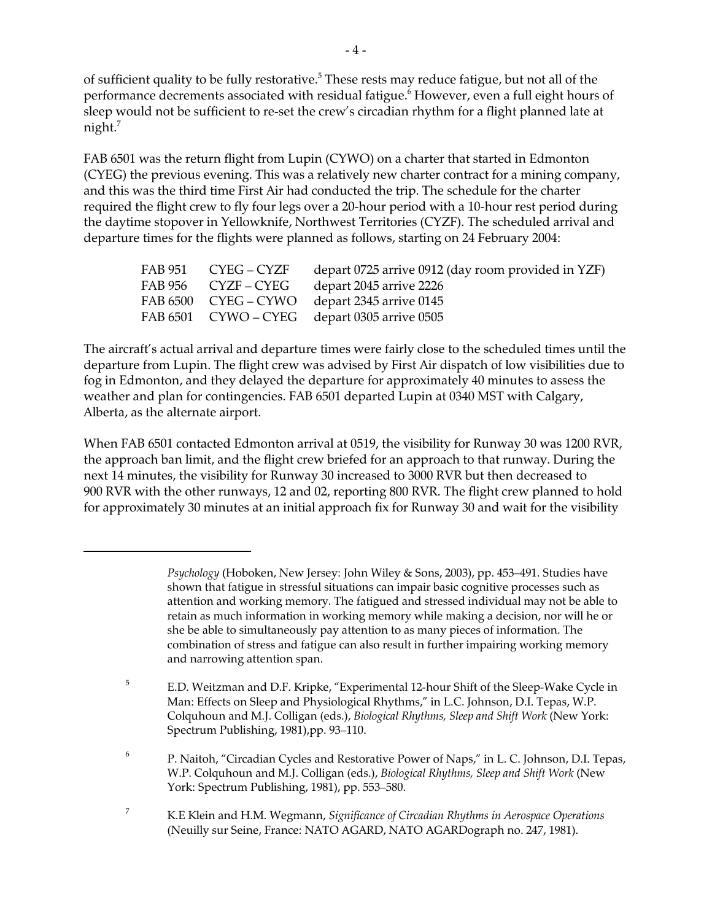of sufficient quality to be fully restorative.[5] These rests may reduce fatigue, but not all of the performance decrements associated with residual fatigue.[6] However, even a full eight hours of sleep would not be sufficient to re-set the crew's circadian rhythm for a flight planned late at night.[7]

FAB 6501 was the return flight from Lupin (CYWO) on a charter that started in Edmonton (CYEG) the previous evening. This was a relatively new charter contract for a mining company, and this was the third time First Air had conducted the trip. The schedule for the charter required the flight crew to fly four legs over a 20-hour period with a 10-hour rest period during the daytime stopover in Yellowknife, Northwest Territories (CYZF). The scheduled arrival and departure times for the flights were planned as follows, starting on 24 February 2004:

| | | |
|---|---|---|
| FAB 951 | CYEG – CYZF | depart 0725 arrive 0912 (day room provided in YZF) |
| FAB 956 | CYZF – CYEG | depart 2045 arrive 2226 |
| FAB 6500 | CYEG – CYWO | depart 2345 arrive 0145 |
| FAB 6501 | CYWO – CYEG | depart 0305 arrive 0505 |

The aircraft's actual arrival and departure times were fairly close to the scheduled times until the departure from Lupin. The flight crew was advised by First Air dispatch of low visibilities due to fog in Edmonton, and they delayed the departure for approximately 40 minutes to assess the weather and plan for contingencies. FAB 6501 departed Lupin at 0340 MST with Calgary, Alberta, as the alternate airport.

When FAB 6501 contacted Edmonton arrival at 0519, the visibility for Runway 30 was 1200 RVR, the approach ban limit, and the flight crew briefed for an approach to that runway. During the next 14 minutes, the visibility for Runway 30 increased to 3000 RVR but then decreased to 900 RVR with the other runways, 12 and 02, reporting 800 RVR. The flight crew planned to hold for approximately 30 minutes at an initial approach fix for Runway 30 and wait for the visibility

---

*Psychology* (Hoboken, New Jersey: John Wiley & Sons, 2003), pp. 453–491. Studies have shown that fatigue in stressful situations can impair basic cognitive processes such as attention and working memory. The fatigued and stressed individual may not be able to retain as much information in working memory while making a decision, nor will he or she be able to simultaneously pay attention to as many pieces of information. The combination of stress and fatigue can also result in further impairing working memory and narrowing attention span.

[5] E.D. Weitzman and D.F. Kripke, "Experimental 12-hour Shift of the Sleep-Wake Cycle in Man: Effects on Sleep and Physiological Rhythms," in L.C. Johnson, D.I. Tepas, W.P. Colquhoun and M.J. Colligan (eds.), *Biological Rhythms, Sleep and Shift Work* (New York: Spectrum Publishing, 1981),pp. 93–110.

[6] P. Naitoh, "Circadian Cycles and Restorative Power of Naps," in L. C. Johnson, D.I. Tepas, W.P. Colquhoun and M.J. Colligan (eds.), *Biological Rhythms, Sleep and Shift Work* (New York: Spectrum Publishing, 1981), pp. 553–580.

[7] K.E Klein and H.M. Wegmann, *Significance of Circadian Rhythms in Aerospace Operations* (Neuilly sur Seine, France: NATO AGARD, NATO AGARDograph no. 247, 1981).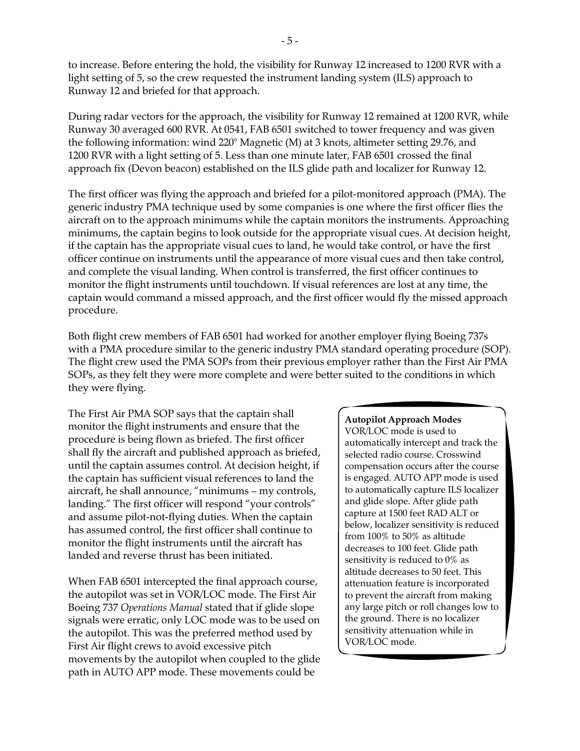to increase. Before entering the hold, the visibility for Runway 12 increased to 1200 RVR with a light setting of 5, so the crew requested the instrument landing system (ILS) approach to Runway 12 and briefed for that approach.

During radar vectors for the approach, the visibility for Runway 12 remained at 1200 RVR, while Runway 30 averaged 600 RVR. At 0541, FAB 6501 switched to tower frequency and was given the following information: wind 220° Magnetic (M) at 3 knots, altimeter setting 29.76, and 1200 RVR with a light setting of 5. Less than one minute later, FAB 6501 crossed the final approach fix (Devon beacon) established on the ILS glide path and localizer for Runway 12.

The first officer was flying the approach and briefed for a pilot-monitored approach (PMA). The generic industry PMA technique used by some companies is one where the first officer flies the aircraft on to the approach minimums while the captain monitors the instruments. Approaching minimums, the captain begins to look outside for the appropriate visual cues. At decision height, if the captain has the appropriate visual cues to land, he would take control, or have the first officer continue on instruments until the appearance of more visual cues and then take control, and complete the visual landing. When control is transferred, the first officer continues to monitor the flight instruments until touchdown. If visual references are lost at any time, the captain would command a missed approach, and the first officer would fly the missed approach procedure.

Both flight crew members of FAB 6501 had worked for another employer flying Boeing 737s with a PMA procedure similar to the generic industry PMA standard operating procedure (SOP). The flight crew used the PMA SOPs from their previous employer rather than the First Air PMA SOPs, as they felt they were more complete and were better suited to the conditions in which they were flying.

The First Air PMA SOP says that the captain shall monitor the flight instruments and ensure that the procedure is being flown as briefed. The first officer shall fly the aircraft and published approach as briefed, until the captain assumes control. At decision height, if the captain has sufficient visual references to land the aircraft, he shall announce, "minimums – my controls, landing." The first officer will respond "your controls" and assume pilot-not-flying duties. When the captain has assumed control, the first officer shall continue to monitor the flight instruments until the aircraft has landed and reverse thrust has been initiated.

When FAB 6501 intercepted the final approach course, the autopilot was set in VOR/LOC mode. The First Air Boeing 737 *Operations Manual* stated that if glide slope signals were erratic, only LOC mode was to be used on the autopilot. This was the preferred method used by First Air flight crews to avoid excessive pitch movements by the autopilot when coupled to the glide path in AUTO APP mode. These movements could be

**Autopilot Approach Modes**
VOR/LOC mode is used to automatically intercept and track the selected radio course. Crosswind compensation occurs after the course is engaged. AUTO APP mode is used to automatically capture ILS localizer and glide slope. After glide path capture at 1500 feet RAD ALT or below, localizer sensitivity is reduced from 100% to 50% as altitude decreases to 100 feet. Glide path sensitivity is reduced to 0% as altitude decreases to 50 feet. This attenuation feature is incorporated to prevent the aircraft from making any large pitch or roll changes low to the ground. There is no localizer sensitivity attenuation while in VOR/LOC mode.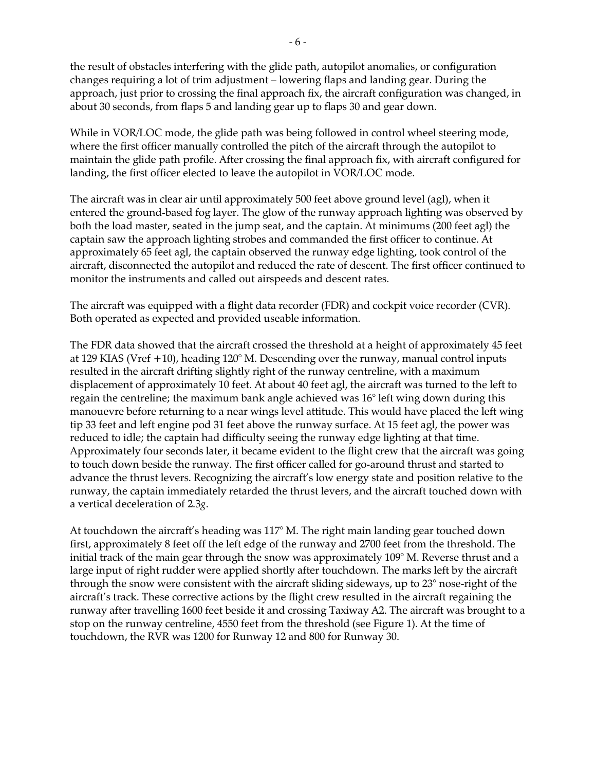the result of obstacles interfering with the glide path, autopilot anomalies, or configuration changes requiring a lot of trim adjustment – lowering flaps and landing gear. During the approach, just prior to crossing the final approach fix, the aircraft configuration was changed, in about 30 seconds, from flaps 5 and landing gear up to flaps 30 and gear down.

While in VOR/LOC mode, the glide path was being followed in control wheel steering mode, where the first officer manually controlled the pitch of the aircraft through the autopilot to maintain the glide path profile. After crossing the final approach fix, with aircraft configured for landing, the first officer elected to leave the autopilot in VOR/LOC mode.

The aircraft was in clear air until approximately 500 feet above ground level (agl), when it entered the ground-based fog layer. The glow of the runway approach lighting was observed by both the load master, seated in the jump seat, and the captain. At minimums (200 feet agl) the captain saw the approach lighting strobes and commanded the first officer to continue. At approximately 65 feet agl, the captain observed the runway edge lighting, took control of the aircraft, disconnected the autopilot and reduced the rate of descent. The first officer continued to monitor the instruments and called out airspeeds and descent rates.

The aircraft was equipped with a flight data recorder (FDR) and cockpit voice recorder (CVR). Both operated as expected and provided useable information.

The FDR data showed that the aircraft crossed the threshold at a height of approximately 45 feet at 129 KIAS (Vref +10), heading 120° M. Descending over the runway, manual control inputs resulted in the aircraft drifting slightly right of the runway centreline, with a maximum displacement of approximately 10 feet. At about 40 feet agl, the aircraft was turned to the left to regain the centreline; the maximum bank angle achieved was 16° left wing down during this manouevre before returning to a near wings level attitude. This would have placed the left wing tip 33 feet and left engine pod 31 feet above the runway surface. At 15 feet agl, the power was reduced to idle; the captain had difficulty seeing the runway edge lighting at that time. Approximately four seconds later, it became evident to the flight crew that the aircraft was going to touch down beside the runway. The first officer called for go-around thrust and started to advance the thrust levers. Recognizing the aircraft's low energy state and position relative to the runway, the captain immediately retarded the thrust levers, and the aircraft touched down with a vertical deceleration of 2.3*g*.

At touchdown the aircraft's heading was 117° M. The right main landing gear touched down first, approximately 8 feet off the left edge of the runway and 2700 feet from the threshold. The initial track of the main gear through the snow was approximately 109° M. Reverse thrust and a large input of right rudder were applied shortly after touchdown. The marks left by the aircraft through the snow were consistent with the aircraft sliding sideways, up to 23° nose-right of the aircraft's track. These corrective actions by the flight crew resulted in the aircraft regaining the runway after travelling 1600 feet beside it and crossing Taxiway A2. The aircraft was brought to a stop on the runway centreline, 4550 feet from the threshold (see Figure 1). At the time of touchdown, the RVR was 1200 for Runway 12 and 800 for Runway 30.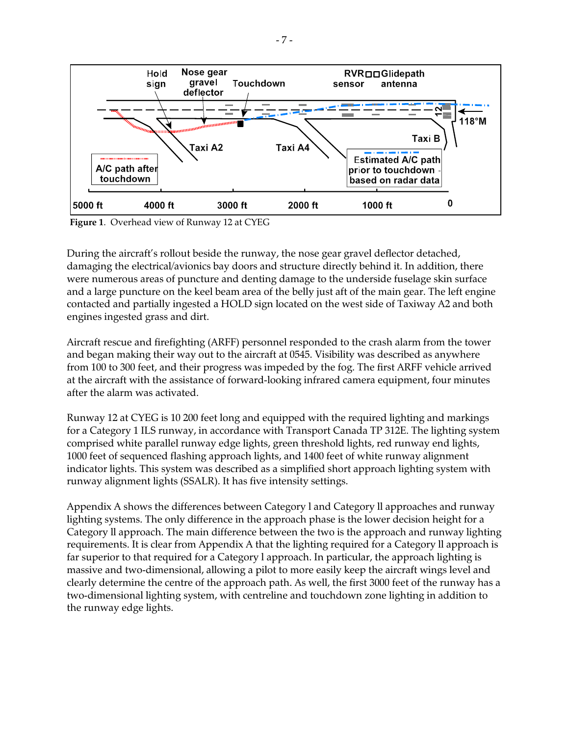**Figure 1**. Overhead view of Runway 12 at CYEG

During the aircraft's rollout beside the runway, the nose gear gravel deflector detached, damaging the electrical/avionics bay doors and structure directly behind it. In addition, there were numerous areas of puncture and denting damage to the underside fuselage skin surface and a large puncture on the keel beam area of the belly just aft of the main gear. The left engine contacted and partially ingested a HOLD sign located on the west side of Taxiway A2 and both engines ingested grass and dirt.

Aircraft rescue and firefighting (ARFF) personnel responded to the crash alarm from the tower and began making their way out to the aircraft at 0545. Visibility was described as anywhere from 100 to 300 feet, and their progress was impeded by the fog. The first ARFF vehicle arrived at the aircraft with the assistance of forward-looking infrared camera equipment, four minutes after the alarm was activated.

Runway 12 at CYEG is 10 200 feet long and equipped with the required lighting and markings for a Category 1 ILS runway, in accordance with Transport Canada TP 312E. The lighting system comprised white parallel runway edge lights, green threshold lights, red runway end lights, 1000 feet of sequenced flashing approach lights, and 1400 feet of white runway alignment indicator lights. This system was described as a simplified short approach lighting system with runway alignment lights (SSALR). It has five intensity settings.

Appendix A shows the differences between Category l and Category ll approaches and runway lighting systems. The only difference in the approach phase is the lower decision height for a Category ll approach. The main difference between the two is the approach and runway lighting requirements. It is clear from Appendix A that the lighting required for a Category ll approach is far superior to that required for a Category l approach. In particular, the approach lighting is massive and two-dimensional, allowing a pilot to more easily keep the aircraft wings level and clearly determine the centre of the approach path. As well, the first 3000 feet of the runway has a two-dimensional lighting system, with centreline and touchdown zone lighting in addition to the runway edge lights.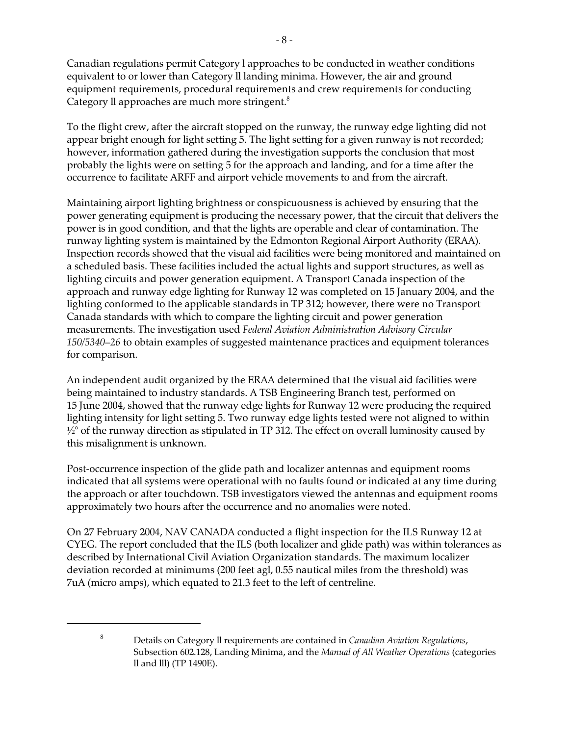Canadian regulations permit Category l approaches to be conducted in weather conditions equivalent to or lower than Category ll landing minima. However, the air and ground equipment requirements, procedural requirements and crew requirements for conducting Category ll approaches are much more stringent.[8]

To the flight crew, after the aircraft stopped on the runway, the runway edge lighting did not appear bright enough for light setting 5. The light setting for a given runway is not recorded; however, information gathered during the investigation supports the conclusion that most probably the lights were on setting 5 for the approach and landing, and for a time after the occurrence to facilitate ARFF and airport vehicle movements to and from the aircraft.

Maintaining airport lighting brightness or conspicuousness is achieved by ensuring that the power generating equipment is producing the necessary power, that the circuit that delivers the power is in good condition, and that the lights are operable and clear of contamination. The runway lighting system is maintained by the Edmonton Regional Airport Authority (ERAA). Inspection records showed that the visual aid facilities were being monitored and maintained on a scheduled basis. These facilities included the actual lights and support structures, as well as lighting circuits and power generation equipment. A Transport Canada inspection of the approach and runway edge lighting for Runway 12 was completed on 15 January 2004, and the lighting conformed to the applicable standards in TP 312; however, there were no Transport Canada standards with which to compare the lighting circuit and power generation measurements. The investigation used *Federal Aviation Administration Advisory Circular 150/5340–26* to obtain examples of suggested maintenance practices and equipment tolerances for comparison.

An independent audit organized by the ERAA determined that the visual aid facilities were being maintained to industry standards. A TSB Engineering Branch test, performed on 15 June 2004, showed that the runway edge lights for Runway 12 were producing the required lighting intensity for light setting 5. Two runway edge lights tested were not aligned to within ½° of the runway direction as stipulated in TP 312. The effect on overall luminosity caused by this misalignment is unknown.

Post-occurrence inspection of the glide path and localizer antennas and equipment rooms indicated that all systems were operational with no faults found or indicated at any time during the approach or after touchdown. TSB investigators viewed the antennas and equipment rooms approximately two hours after the occurrence and no anomalies were noted.

On 27 February 2004, NAV CANADA conducted a flight inspection for the ILS Runway 12 at CYEG. The report concluded that the ILS (both localizer and glide path) was within tolerances as described by International Civil Aviation Organization standards. The maximum localizer deviation recorded at minimums (200 feet agl, 0.55 nautical miles from the threshold) was 7uA (micro amps), which equated to 21.3 feet to the left of centreline.

---

[8] Details on Category ll requirements are contained in *Canadian Aviation Regulations*, Subsection 602.128, Landing Minima, and the *Manual of All Weather Operations* (categories ll and lll) (TP 1490E).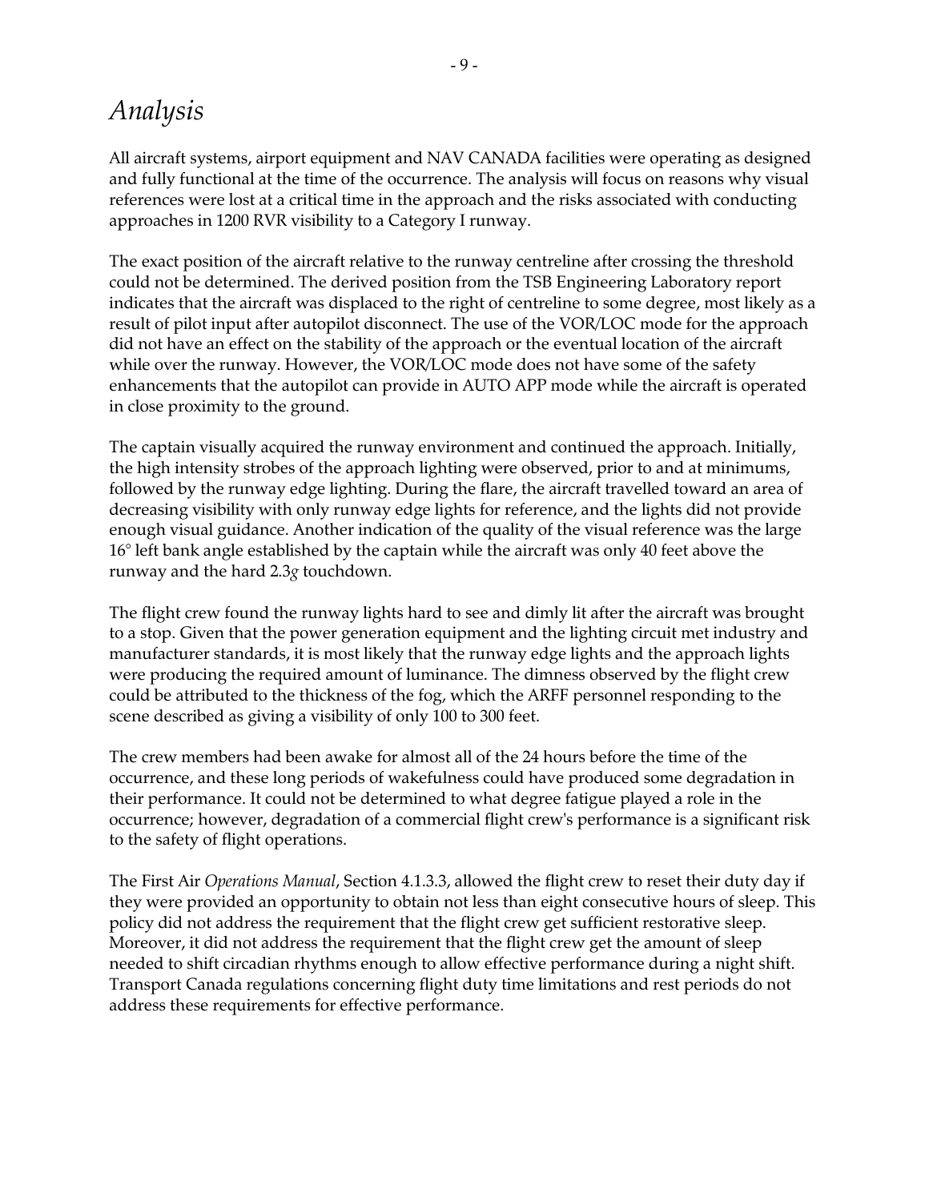## *Analysis*

All aircraft systems, airport equipment and NAV CANADA facilities were operating as designed and fully functional at the time of the occurrence. The analysis will focus on reasons why visual references were lost at a critical time in the approach and the risks associated with conducting approaches in 1200 RVR visibility to a Category I runway.

The exact position of the aircraft relative to the runway centreline after crossing the threshold could not be determined. The derived position from the TSB Engineering Laboratory report indicates that the aircraft was displaced to the right of centreline to some degree, most likely as a result of pilot input after autopilot disconnect. The use of the VOR/LOC mode for the approach did not have an effect on the stability of the approach or the eventual location of the aircraft while over the runway. However, the VOR/LOC mode does not have some of the safety enhancements that the autopilot can provide in AUTO APP mode while the aircraft is operated in close proximity to the ground.

The captain visually acquired the runway environment and continued the approach. Initially, the high intensity strobes of the approach lighting were observed, prior to and at minimums, followed by the runway edge lighting. During the flare, the aircraft travelled toward an area of decreasing visibility with only runway edge lights for reference, and the lights did not provide enough visual guidance. Another indication of the quality of the visual reference was the large 16° left bank angle established by the captain while the aircraft was only 40 feet above the runway and the hard 2.3*g* touchdown.

The flight crew found the runway lights hard to see and dimly lit after the aircraft was brought to a stop. Given that the power generation equipment and the lighting circuit met industry and manufacturer standards, it is most likely that the runway edge lights and the approach lights were producing the required amount of luminance. The dimness observed by the flight crew could be attributed to the thickness of the fog, which the ARFF personnel responding to the scene described as giving a visibility of only 100 to 300 feet.

The crew members had been awake for almost all of the 24 hours before the time of the occurrence, and these long periods of wakefulness could have produced some degradation in their performance. It could not be determined to what degree fatigue played a role in the occurrence; however, degradation of a commercial flight crew's performance is a significant risk to the safety of flight operations.

The First Air *Operations Manual*, Section 4.1.3.3, allowed the flight crew to reset their duty day if they were provided an opportunity to obtain not less than eight consecutive hours of sleep. This policy did not address the requirement that the flight crew get sufficient restorative sleep. Moreover, it did not address the requirement that the flight crew get the amount of sleep needed to shift circadian rhythms enough to allow effective performance during a night shift. Transport Canada regulations concerning flight duty time limitations and rest periods do not address these requirements for effective performance.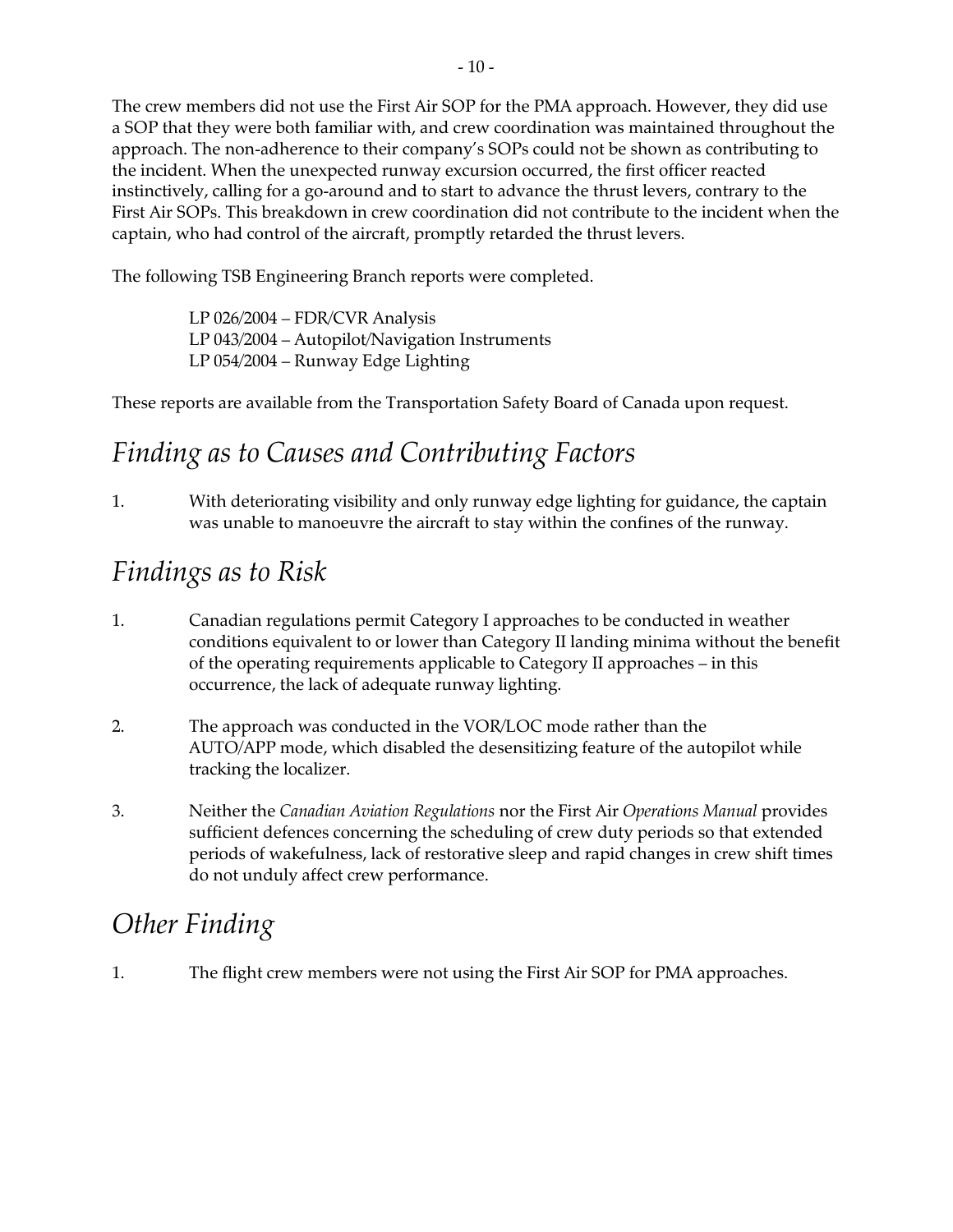The crew members did not use the First Air SOP for the PMA approach. However, they did use a SOP that they were both familiar with, and crew coordination was maintained throughout the approach. The non-adherence to their company's SOPs could not be shown as contributing to the incident. When the unexpected runway excursion occurred, the first officer reacted instinctively, calling for a go-around and to start to advance the thrust levers, contrary to the First Air SOPs. This breakdown in crew coordination did not contribute to the incident when the captain, who had control of the aircraft, promptly retarded the thrust levers.

The following TSB Engineering Branch reports were completed.

> LP 026/2004 – FDR/CVR Analysis
> LP 043/2004 – Autopilot/Navigation Instruments
> LP 054/2004 – Runway Edge Lighting

These reports are available from the Transportation Safety Board of Canada upon request.

## *Finding as to Causes and Contributing Factors*

1. With deteriorating visibility and only runway edge lighting for guidance, the captain was unable to manoeuvre the aircraft to stay within the confines of the runway.

## *Findings as to Risk*

1. Canadian regulations permit Category I approaches to be conducted in weather conditions equivalent to or lower than Category II landing minima without the benefit of the operating requirements applicable to Category II approaches – in this occurrence, the lack of adequate runway lighting.

2. The approach was conducted in the VOR/LOC mode rather than the AUTO/APP mode, which disabled the desensitizing feature of the autopilot while tracking the localizer.

3. Neither the *Canadian Aviation Regulations* nor the First Air *Operations Manual* provides sufficient defences concerning the scheduling of crew duty periods so that extended periods of wakefulness, lack of restorative sleep and rapid changes in crew shift times do not unduly affect crew performance.

## *Other Finding*

1. The flight crew members were not using the First Air SOP for PMA approaches.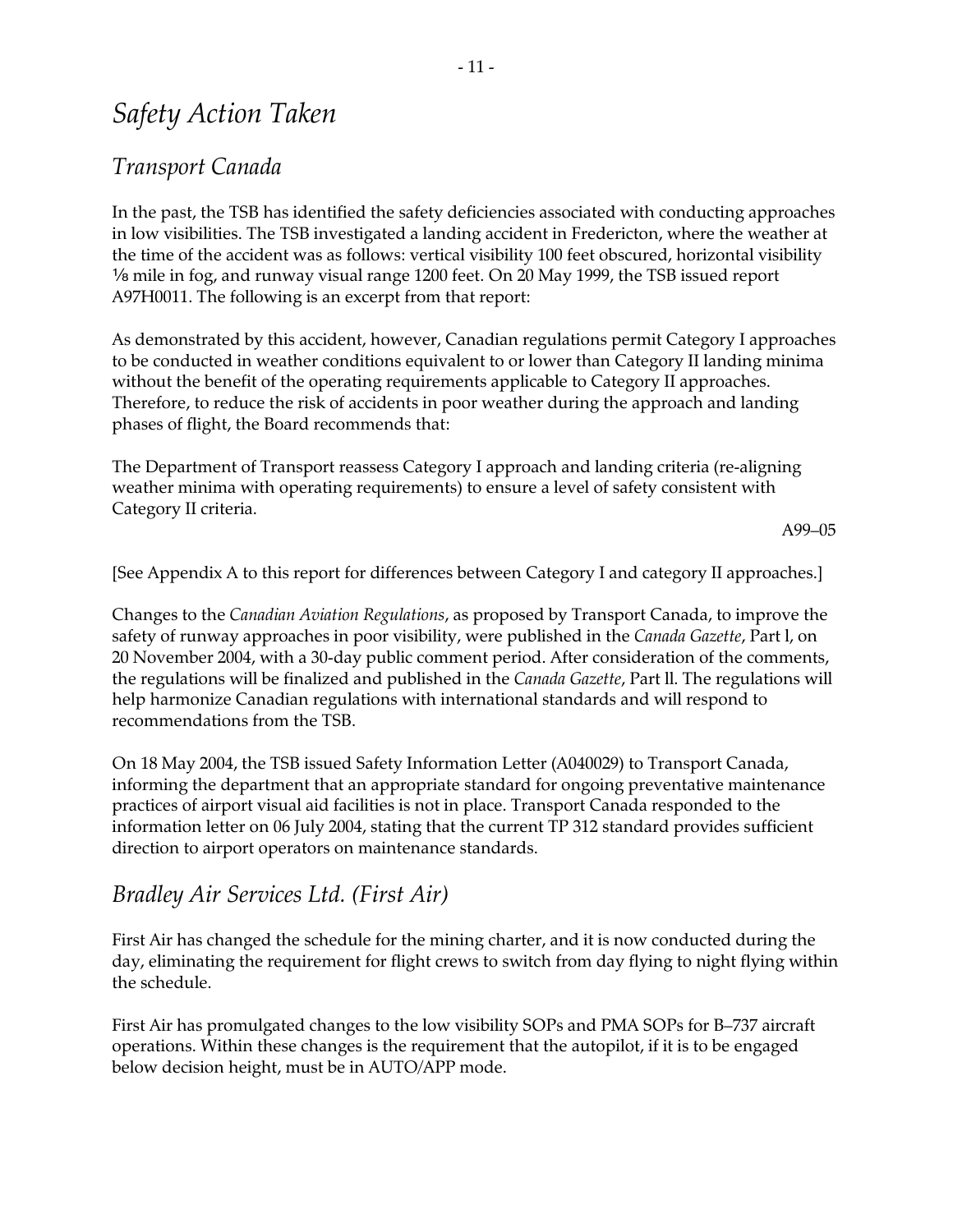# Safety Action Taken

## Transport Canada

In the past, the TSB has identified the safety deficiencies associated with conducting approaches in low visibilities. The TSB investigated a landing accident in Fredericton, where the weather at the time of the accident was as follows: vertical visibility 100 feet obscured, horizontal visibility ⅛ mile in fog, and runway visual range 1200 feet. On 20 May 1999, the TSB issued report A97H0011. The following is an excerpt from that report:

As demonstrated by this accident, however, Canadian regulations permit Category I approaches to be conducted in weather conditions equivalent to or lower than Category II landing minima without the benefit of the operating requirements applicable to Category II approaches. Therefore, to reduce the risk of accidents in poor weather during the approach and landing phases of flight, the Board recommends that:

The Department of Transport reassess Category I approach and landing criteria (re-aligning weather minima with operating requirements) to ensure a level of safety consistent with Category II criteria.

A99–05

[See Appendix A to this report for differences between Category I and category II approaches.]

Changes to the *Canadian Aviation Regulations*, as proposed by Transport Canada, to improve the safety of runway approaches in poor visibility, were published in the *Canada Gazette*, Part l, on 20 November 2004, with a 30-day public comment period. After consideration of the comments, the regulations will be finalized and published in the *Canada Gazette*, Part ll. The regulations will help harmonize Canadian regulations with international standards and will respond to recommendations from the TSB.

On 18 May 2004, the TSB issued Safety Information Letter (A040029) to Transport Canada, informing the department that an appropriate standard for ongoing preventative maintenance practices of airport visual aid facilities is not in place. Transport Canada responded to the information letter on 06 July 2004, stating that the current TP 312 standard provides sufficient direction to airport operators on maintenance standards.

## Bradley Air Services Ltd. (First Air)

First Air has changed the schedule for the mining charter, and it is now conducted during the day, eliminating the requirement for flight crews to switch from day flying to night flying within the schedule.

First Air has promulgated changes to the low visibility SOPs and PMA SOPs for B–737 aircraft operations. Within these changes is the requirement that the autopilot, if it is to be engaged below decision height, must be in AUTO/APP mode.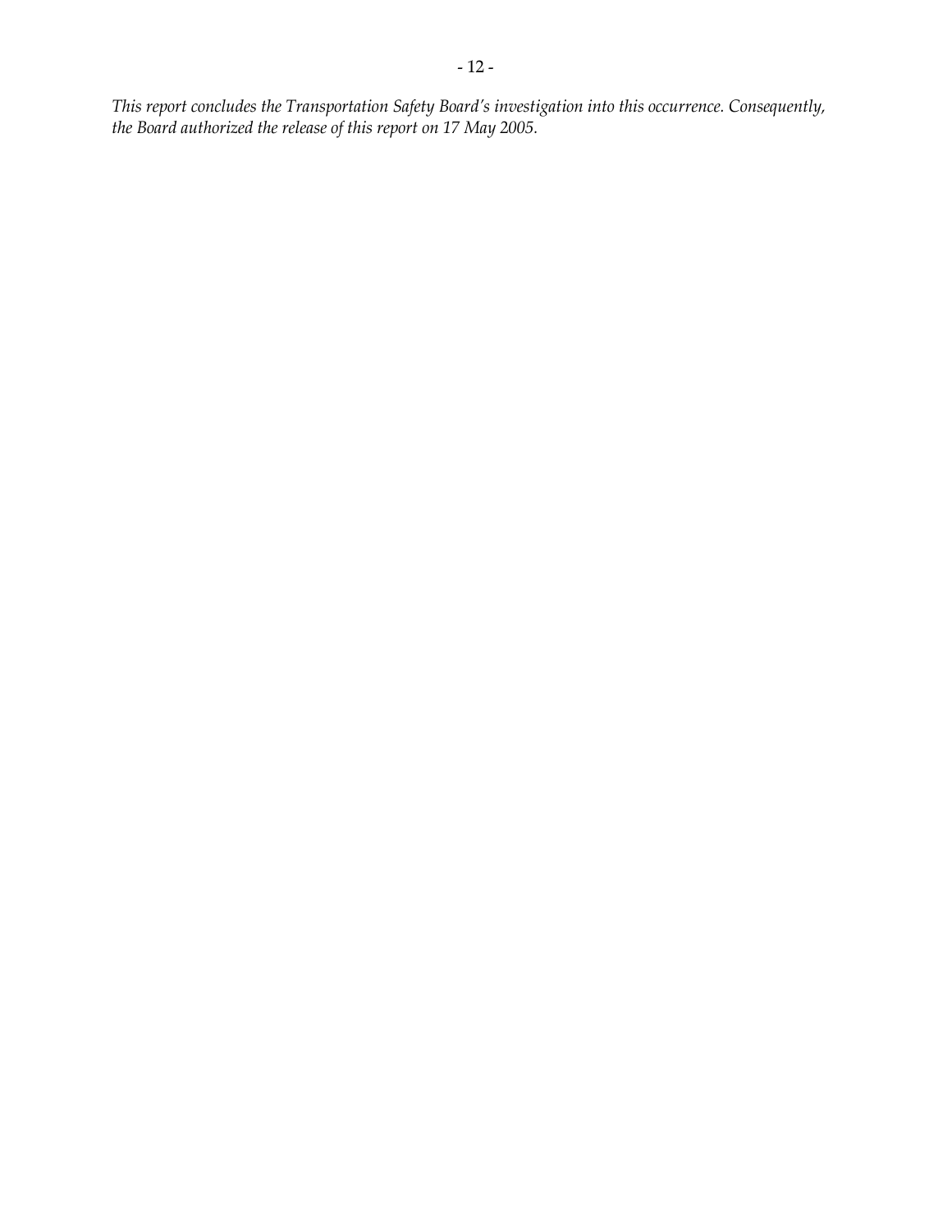*This report concludes the Transportation Safety Board's investigation into this occurrence. Consequently, the Board authorized the release of this report on 17 May 2005.*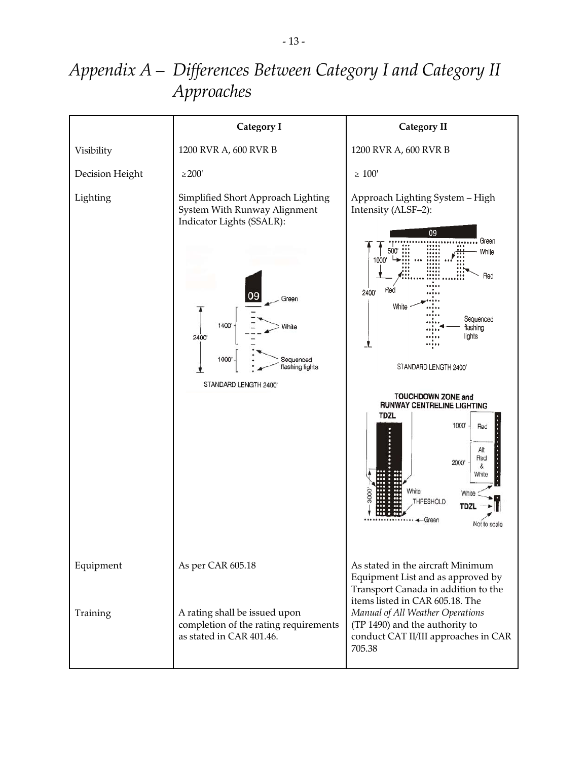# *Appendix A – Differences Between Category I and Category II Approaches*

| | Category I | Category II |
|---|---|---|
| Visibility | 1200 RVR A, 600 RVR B | 1200 RVR A, 600 RVR B |
| Decision Height | ≥200' | ≥ 100' |
| Lighting | Simplified Short Approach Lighting System With Runway Alignment Indicator Lights (SSALR): | Approach Lighting System – High Intensity (ALSF–2): |
| Equipment | As per CAR 605.18 | As stated in the aircraft Minimum Equipment List and as approved by Transport Canada in addition to the items listed in CAR 605.18. The *Manual of All Weather Operations* (TP 1490) and the authority to conduct CAT II/III approaches in CAR 705.38 |
| Training | A rating shall be issued upon completion of the rating requirements as stated in CAR 401.46. | |

09
Green
White
1400'
2400'
1000'
Sequenced flashing lights
STANDARD LENGTH 2400'

09
Green
500'
White
1000'
Red
2400'
Red
White
Sequenced flashing lights
STANDARD LENGTH 2400'

TOUCHDOWN ZONE and RUNWAY CENTRELINE LIGHTING
TDZL
1000'
Red
Alt Red & White
2000'
3000'
White
White
THRESHOLD
TDZL
Green
Not to scale